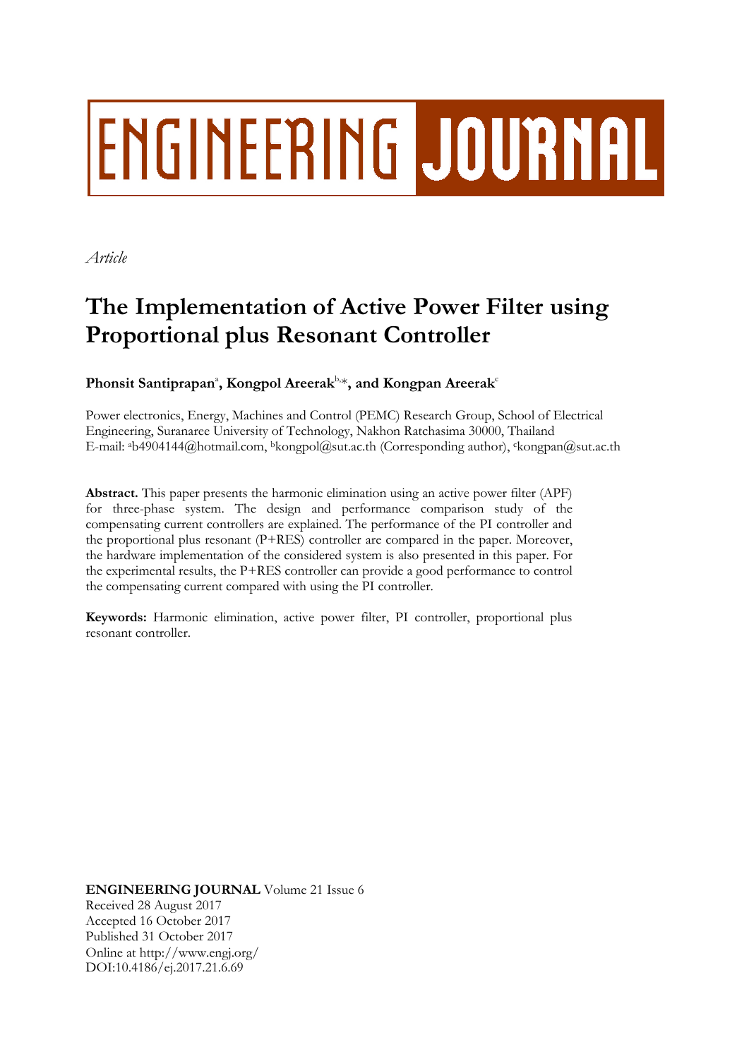ENGINEERING JOURNAL

*Article*

# The Implementation of Active Power Filter using Proportional plus Resonant Controller

**Phonsit Santiprapan[a], Kongpol Areerak[b,*], and Kongpan Areerak[c]**

Power electronics, Energy, Machines and Control (PEMC) Research Group, School of Electrical Engineering, Suranaree University of Technology, Nakhon Ratchasima 30000, Thailand
E-mail: [a]b4904144@hotmail.com, [b]kongpol@sut.ac.th (Corresponding author), [c]kongpan@sut.ac.th

**Abstract.** This paper presents the harmonic elimination using an active power filter (APF) for three-phase system. The design and performance comparison study of the compensating current controllers are explained. The performance of the PI controller and the proportional plus resonant (P+RES) controller are compared in the paper. Moreover, the hardware implementation of the considered system is also presented in this paper. For the experimental results, the P+RES controller can provide a good performance to control the compensating current compared with using the PI controller.

**Keywords:** Harmonic elimination, active power filter, PI controller, proportional plus resonant controller.

**ENGINEERING JOURNAL** Volume 21 Issue 6
Received 28 August 2017
Accepted 16 October 2017
Published 31 October 2017
Online at http://www.engj.org/
DOI:10.4186/ej.2017.21.6.69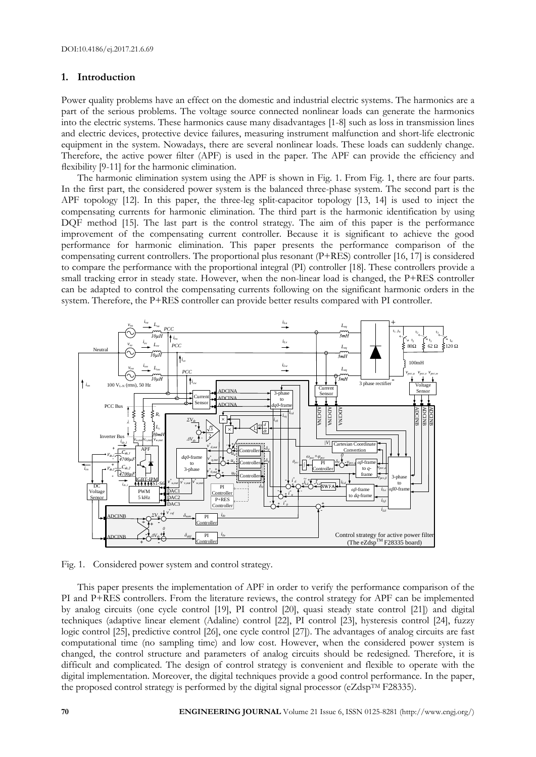## 1. Introduction

Power quality problems have an effect on the domestic and industrial electric systems. The harmonics are a part of the serious problems. The voltage source connected nonlinear loads can generate the harmonics into the electric systems. These harmonics cause many disadvantages [1-8] such as loss in transmission lines and electric devices, protective device failures, measuring instrument malfunction and short-life electronic equipment in the system. Nowadays, there are several nonlinear loads. These loads can suddenly change. Therefore, the active power filter (APF) is used in the paper. The APF can provide the efficiency and flexibility [9-11] for the harmonic elimination.

The harmonic elimination system using the APF is shown in Fig. 1. From Fig. 1, there are four parts. In the first part, the considered power system is the balanced three-phase system. The second part is the APF topology [12]. In this paper, the three-leg split-capacitor topology [13, 14] is used to inject the compensating currents for harmonic elimination. The third part is the harmonic identification by using DQF method [15]. The last part is the control strategy. The aim of this paper is the performance improvement of the compensating current controller. Because it is significant to achieve the good performance for harmonic elimination. This paper presents the performance comparison of the compensating current controllers. The proportional plus resonant (P+RES) controller [16, 17] is considered to compare the performance with the proportional integral (PI) controller [18]. These controllers provide a small tracking error in steady state. However, when the non-linear load is changed, the P+RES controller can be adapted to control the compensating currents following on the significant harmonic orders in the system. Therefore, the P+RES controller can provide better results compared with PI controller.

Fig. 1. Considered power system and control strategy.

This paper presents the implementation of APF in order to verify the performance comparison of the PI and P+RES controllers. From the literature reviews, the control strategy for APF can be implemented by analog circuits (one cycle control [19], PI control [20], quasi steady state control [21]) and digital techniques (adaptive linear element (Adaline) control [22], PI control [23], hysteresis control [24], fuzzy logic control [25], predictive control [26], one cycle control [27]). The advantages of analog circuits are fast computational time (no sampling time) and low cost. However, when the considered power system is changed, the control structure and parameters of analog circuits should be redesigned. Therefore, it is difficult and complicated. The design of control strategy is convenient and flexible to operate with the digital implementation. Moreover, the digital techniques provide a good control performance. In the paper, the proposed control strategy is performed by the digital signal processor (eZdsp™ F28335).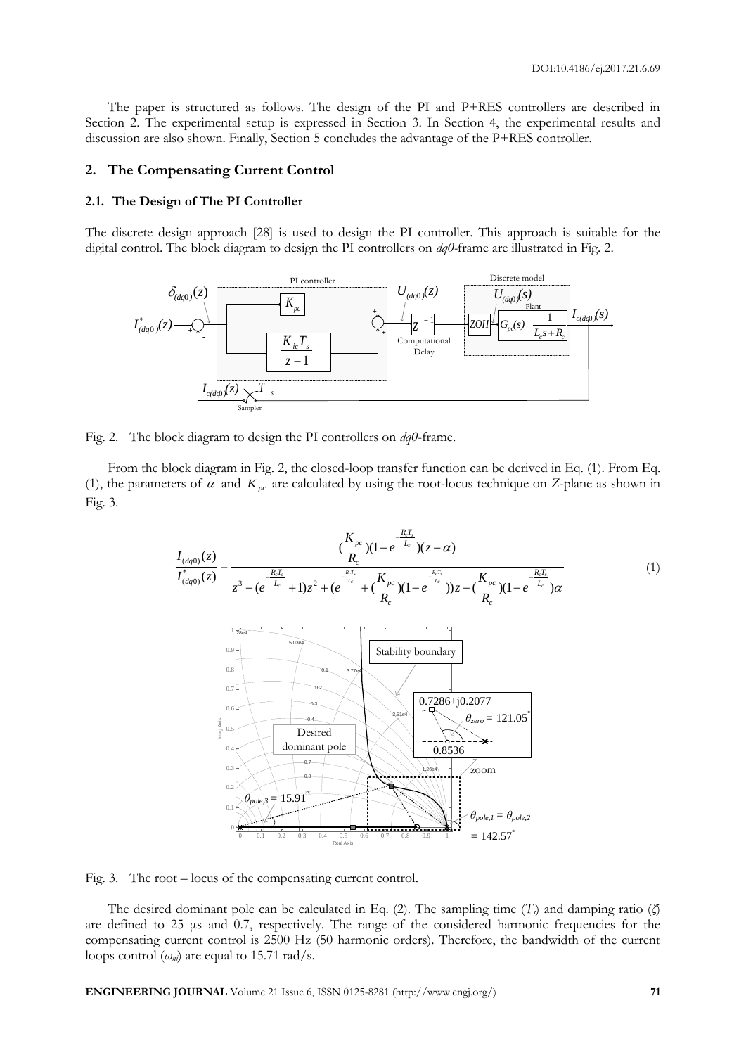The paper is structured as follows. The design of the PI and P+RES controllers are described in Section 2. The experimental setup is expressed in Section 3. In Section 4, the experimental results and discussion are also shown. Finally, Section 5 concludes the advantage of the P+RES controller.

## 2. The Compensating Current Control

### 2.1. The Design of The PI Controller

The discrete design approach [28] is used to design the PI controller. This approach is suitable for the digital control. The block diagram to design the PI controllers on *dq0*-frame are illustrated in Fig. 2.

PI controller

$\delta_{(dq0)}(z)$

$K_{pc}$

$\frac{K_{ic}T_s}{z-1}$

$U_{(dq0)}(z)$

$z^{-1}$

Computational Delay

Discrete model

$U_{(dq0)}(s)$

Plant

$ZOH$

$G_{pc}(s)=\frac{1}{L_c s+R_c}$

$I_{c(dq0)}(s)$

$I^*_{(dq0)}(z)$

$I_{c(dq0)}(z)$

$T_s$

Sampler

Fig. 2. The block diagram to design the PI controllers on *dq0*-frame.

From the block diagram in Fig. 2, the closed-loop transfer function can be derived in Eq. (1). From Eq. (1), the parameters of $\alpha$ and $K_{pc}$ are calculated by using the root-locus technique on *Z*-plane as shown in Fig. 3.

$$\frac{I_{(dq0)}(z)}{I^*_{(dq0)}(z)}=\frac{(\frac{K_{pc}}{R_c})(1-e^{-\frac{R_cT_s}{L_c}})(z-\alpha)}{z^3-(e^{-\frac{R_cT_s}{L_c}}+1)z^2+(e^{-\frac{R_cT_s}{L_c}}+(\frac{K_{pc}}{R_c})(1-e^{-\frac{R_cT_s}{L_c}}))z-(\frac{K_{pc}}{R_c})(1-e^{-\frac{R_cT_s}{L_c}})\alpha} \tag{1}$$

Stability boundary

0.7286+j0.2077

$\theta_{zero}$ = 121.05°

0.8536

Desired dominant pole

zoom

$\theta_{pole,3}$ = 15.91°

$\theta_{pole,1} = \theta_{pole,2}$ = 142.57°

Real Axis

Imag Axis

Fig. 3. The root – locus of the compensating current control.

The desired dominant pole can be calculated in Eq. (2). The sampling time ($T_s$) and damping ratio ($\zeta$) are defined to 25 μs and 0.7, respectively. The range of the considered harmonic frequencies for the compensating current control is 2500 Hz (50 harmonic orders). Therefore, the bandwidth of the current loops control ($\omega_{ni}$) are equal to 15.71 rad/s.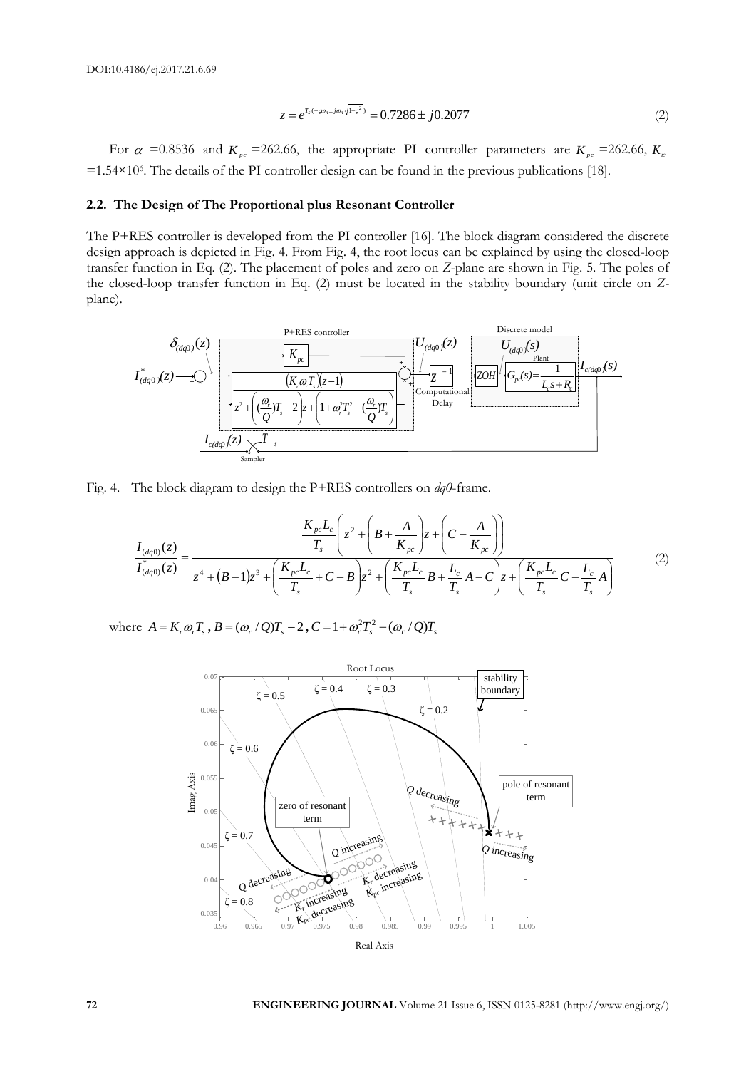$$z = e^{T_s(-\zeta\omega_n \pm j\omega_n\sqrt{1-\zeta^2})} = 0.7286 \pm j0.2077 \tag{2}$$

For $\alpha$ =0.8536 and $K_{pc}$ =262.66, the appropriate PI controller parameters are $K_{pc}$ =262.66, $K_{ic}$ =1.54×10[6]. The details of the PI controller design can be found in the previous publications [18].

### 2.2. The Design of The Proportional plus Resonant Controller

The P+RES controller is developed from the PI controller [16]. The block diagram considered the discrete design approach is depicted in Fig. 4. From Fig. 4, the root locus can be explained by using the closed-loop transfer function in Eq. (2). The placement of poles and zero on Z-plane are shown in Fig. 5. The poles of the closed-loop transfer function in Eq. (2) must be located in the stability boundary (unit circle on Z-plane).

P+RES controller

Discrete model

$\delta_{(dq0)}(z)$

$I^*_{(dq0)}(z)$

$K_{pc}$

$$\frac{(K_r\omega_r T_s)(z-1)}{z^2+\left((\frac{\omega_r}{Q})T_s-2\right)z+\left(1+\omega_r^2T_s^2-(\frac{\omega_r}{Q})T_s\right)}$$

$U_{(dq0)}(z)$

$z^{-1}$

Computational Delay

ZOH

$U_{(dq0)}(s)$

Plant

$G_{pc}(s)=\frac{1}{L_cs+R_c}$

$I_{c(dq0)}(s)$

$I_{c(dq0)}(z)$

$T_s$

Sampler

Fig. 4. The block diagram to design the P+RES controllers on *dq0*-frame.

$$\frac{I_{(dq0)}(z)}{I^*_{(dq0)}(z)} = \frac{\dfrac{K_{pc}L_c}{T_s}\left(z^2+\left(B+\dfrac{A}{K_{pc}}\right)z+\left(C-\dfrac{A}{K_{pc}}\right)\right)}{z^4+(B-1)z^3+\left(\dfrac{K_{pc}L_c}{T_s}+C-B\right)z^2+\left(\dfrac{K_{pc}L_c}{T_s}B+\dfrac{L_c}{T_s}A-C\right)z+\left(\dfrac{K_{pc}L_c}{T_s}C-\dfrac{L_c}{T_s}A\right)} \tag{2}$$

where $A = K_r\omega_r T_s$, $B = (\omega_r/Q)T_s - 2$, $C = 1+\omega_r^2T_s^2 - (\omega_r/Q)T_s$

Root Locus

stability boundary

ζ = 0.5
ζ = 0.4
ζ = 0.3
ζ = 0.2
ζ = 0.6
ζ = 0.7
ζ = 0.8

pole of resonant term

zero of resonant term

Q decreasing

Q increasing

Q increasing

Q decreasing

$K_r$ decreasing
$K_{pc}$ increasing

$K_r$ increasing
$K_{pc}$ decreasing

Imag Axis

Real Axis

0.07
0.065
0.06
0.055
0.05
0.045
0.04
0.035

0.96
0.965
0.97
0.975
0.98
0.985
0.99
0.995
1
1.005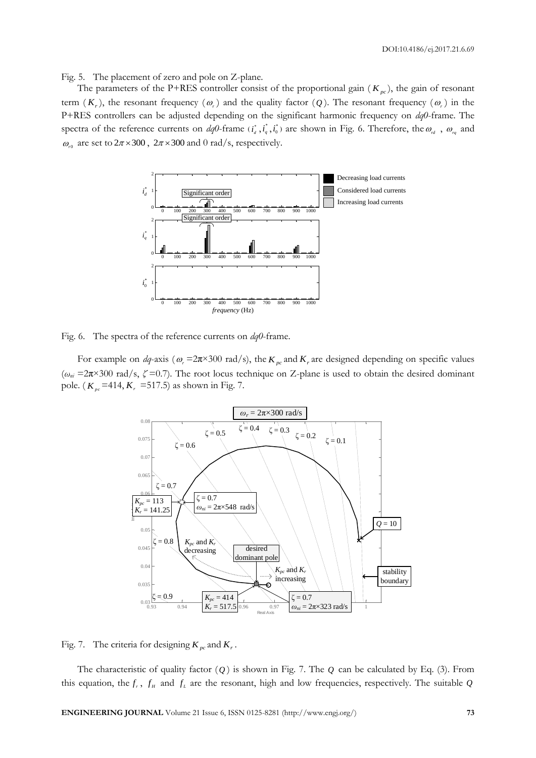Fig. 5. The placement of zero and pole on Z-plane.

The parameters of the P+RES controller consist of the proportional gain ($K_{pc}$), the gain of resonant term ($K_r$), the resonant frequency ($\omega_r$) and the quality factor ($Q$). The resonant frequency ($\omega_r$) in the P+RES controllers can be adjusted depending on the significant harmonic frequency on *dq0*-frame. The spectra of the reference currents on *dq0*-frame ($i_d^*, i_q^*, i_0^*$) are shown in Fig. 6. Therefore, the $\omega_{rd}$ , $\omega_{rq}$ and $\omega_{r0}$ are set to $2\pi \times 300$ , $2\pi \times 300$ and 0 rad/s, respectively.

$i_d^*$

Significant order

$i_q^*$

Significant order

$i_0^*$

0 100 200 300 400 500 600 700 800 900 1000

*frequency* (Hz)

Decreasing load currents

Considered load currents

Increasing load currents

Fig. 6. The spectra of the reference currents on *dq0*-frame.

For example on *dq*-axis ($\omega_r = 2\pi \times 300$ rad/s), the $K_{pc}$ and $K_r$ are designed depending on specific values ($\omega_{ni} = 2\pi \times 300$ rad/s, $\zeta = 0.7$). The root locus technique on Z-plane is used to obtain the desired dominant pole. ($K_{pc}$ =414, $K_r$ =517.5) as shown in Fig. 7.

$\omega_r = 2\pi \times 300$ rad/s

$\zeta$ = 0.1, $\zeta$ = 0.2, $\zeta$ = 0.3, $\zeta$ = 0.4, $\zeta$ = 0.5, $\zeta$ = 0.6, $\zeta$ = 0.7, $\zeta$ = 0.8, $\zeta$ = 0.9

$K_{pc}$ = 113, $K_r$ = 141.25

$\zeta$ = 0.7, $\omega_{ni} = 2\pi \times 548$ rad/s

$Q$ = 10

$K_{pc}$ and $K_r$ decreasing

desired dominant pole

$K_{pc}$ and $K_r$ increasing

stability boundary

$K_{pc}$ = 414, $K_r$ = 517.5

$\zeta$ = 0.7, $\omega_{ni} = 2\pi \times 323$ rad/s

Real Axis

Fig. 7. The criteria for designing $K_{pc}$ and $K_r$.

The characteristic of quality factor ($Q$) is shown in Fig. 7. The $Q$ can be calculated by Eq. (3). From this equation, the $f_r$, $f_H$ and $f_L$ are the resonant, high and low frequencies, respectively. The suitable $Q$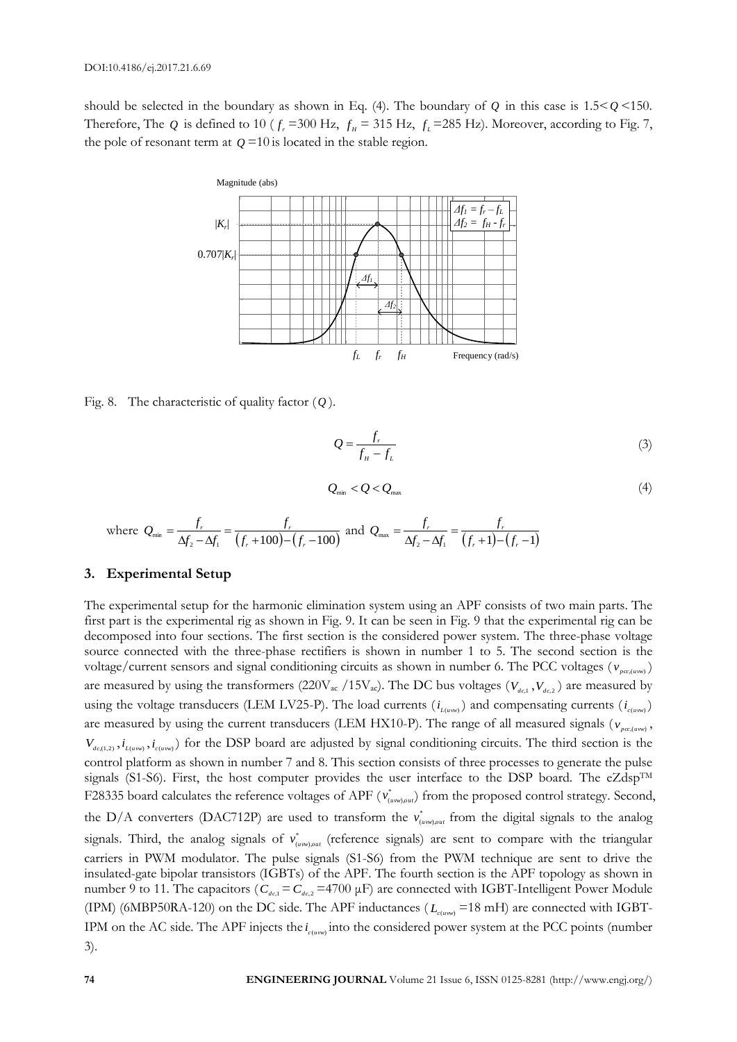should be selected in the boundary as shown in Eq. (4). The boundary of $Q$ in this case is $1.5 < Q < 150$. Therefore, The $Q$ is defined to 10 ( $f_r$ =300 Hz, $f_H$ = 315 Hz, $f_L$ =285 Hz). Moreover, according to Fig. 7, the pole of resonant term at $Q$ =10 is located in the stable region.

Magnitude (abs)

$|K_r|$

$0.707|K_r|$

$\Delta f_1 = f_r - f_L$

$\Delta f_2 = f_H - f_r$

$\Delta f_1$

$\Delta f_2$

$f_L$ $f_r$ $f_H$

Frequency (rad/s)

Fig. 8. The characteristic of quality factor ($Q$).

$$Q = \frac{f_r}{f_H - f_L} \tag{3}$$

$$Q_{\min} < Q < Q_{\max} \tag{4}$$

where $Q_{\min} = \dfrac{f_r}{\Delta f_2 - \Delta f_1} = \dfrac{f_r}{(f_r + 100) - (f_r - 100)}$ and $Q_{\max} = \dfrac{f_r}{\Delta f_2 - \Delta f_1} = \dfrac{f_r}{(f_r + 1) - (f_r - 1)}$

## 3. Experimental Setup

The experimental setup for the harmonic elimination system using an APF consists of two main parts. The first part is the experimental rig as shown in Fig. 9. It can be seen in Fig. 9 that the experimental rig can be decomposed into four sections. The first section is the considered power system. The three-phase voltage source connected with the three-phase rectifiers is shown in number 1 to 5. The second section is the voltage/current sensors and signal conditioning circuits as shown in number 6. The PCC voltages ($v_{pcc,(uvw)}$) are measured by using the transformers (220V$_{ac}$ /15V$_{ac}$). The DC bus voltages ($V_{dc,1}, V_{dc,2}$) are measured by using the voltage transducers (LEM LV25-P). The load currents ($i_{L(uvw)}$) and compensating currents ($i_{c(uvw)}$) are measured by using the current transducers (LEM HX10-P). The range of all measured signals ($v_{pcc,(uvw)}$, $V_{dc,(1,2)}, i_{L(uvw)}, i_{c(uvw)}$) for the DSP board are adjusted by signal conditioning circuits. The third section is the control platform as shown in number 7 and 8. This section consists of three processes to generate the pulse signals (S1-S6). First, the host computer provides the user interface to the DSP board. The eZdsp™ F28335 board calculates the reference voltages of APF ($v^*_{(uvw),out}$) from the proposed control strategy. Second, the D/A converters (DAC712P) are used to transform the $v^*_{(uvw),out}$ from the digital signals to the analog signals. Third, the analog signals of $v^*_{(uvw),out}$ (reference signals) are sent to compare with the triangular carriers in PWM modulator. The pulse signals (S1-S6) from the PWM technique are sent to drive the insulated-gate bipolar transistors (IGBTs) of the APF. The fourth section is the APF topology as shown in number 9 to 11. The capacitors ($C_{dc,1} = C_{dc,2}$ =4700 μF) are connected with IGBT-Intelligent Power Module (IPM) (6MBP50RA-120) on the DC side. The APF inductances ($L_{c(uvw)}$ =18 mH) are connected with IGBT-IPM on the AC side. The APF injects the $i_{c(uvw)}$ into the considered power system at the PCC points (number 3).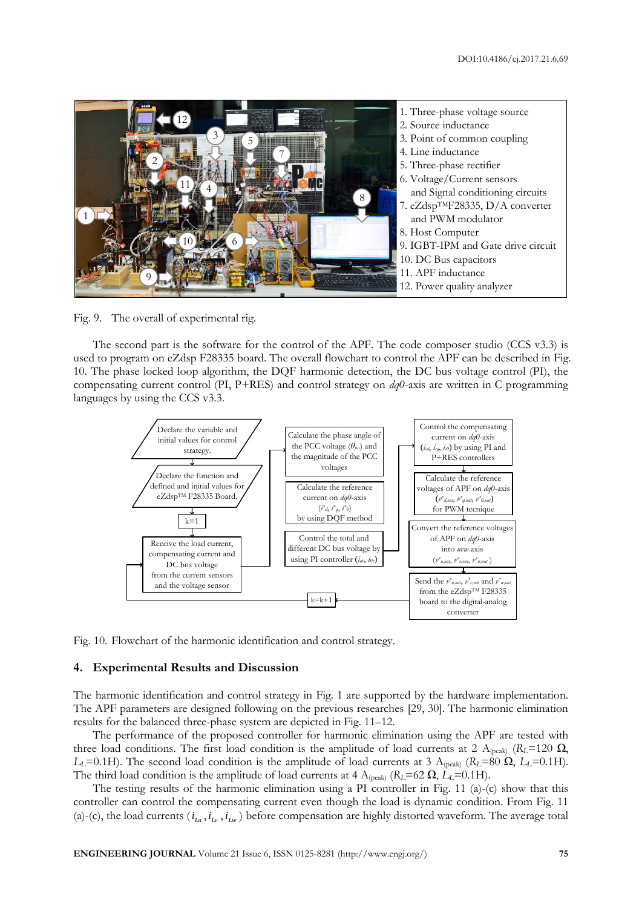1. Three-phase voltage source
2. Source inductance
3. Point of common coupling
4. Line inductance
5. Three-phase rectifier
6. Voltage/Current sensors and Signal conditioning circuits
7. eZdsp™F28335, D/A converter and PWM modulator
8. Host Computer
9. IGBT-IPM and Gate drive circuit
10. DC Bus capacitors
11. APF inductance
12. Power quality analyzer

Fig. 9. The overall of experimental rig.

The second part is the software for the control of the APF. The code composer studio (CCS v3.3) is used to program on eZdsp F28335 board. The overall flowchart to control the APF can be described in Fig. 10. The phase locked loop algorithm, the DQF harmonic detection, the DC bus voltage control (PI), the compensating current control (PI, P+RES) and control strategy on *dq0*-axis are written in C programming languages by using the CCS v3.3.

Declare the variable and initial values for control strategy.

Declare the function and defined and initial values for eZdsp™ F28335 Board.

k=1

Receive the load current, compensating current and DC bus voltage from the current sensors and the voltage sensor

Calculate the phase angle of the PCC voltage ($\theta_{pcc}$) and the magnitude of the PCC voltages

Calculate the reference current on *dq0*-axis ($i^*_d$, $i^*_q$, $i^*_0$) by using DQF method

Control the total and different DC bus voltage by using PI controller ($i_{dc}$, $i_{0c}$)

Control the compensating current on *dq0*-axis ($i_{cd}$, $i_{cq}$, $i_{c0}$) by using PI and P+RES controllers

Calculate the reference voltages of APF on *dq0*-axis ($v^*_{d,out}$, $v^*_{q,out}$, $v^*_{0,out}$) for PWM tecnique

Convert the reference voltages of APF on *dq0*-axis into *uvw*-axis ($v^*_{u,out}$, $v^*_{v,out}$, $v^*_{w,out}$)

Send the $v^*_{u,out}$, $v^*_{v,out}$ and $v^*_{w,out}$ from the eZdsp™ F28335 board to the digital-analog converter

k=k+1

Fig. 10. Flowchart of the harmonic identification and control strategy.

## 4. Experimental Results and Discussion

The harmonic identification and control strategy in Fig. 1 are supported by the hardware implementation. The APF parameters are designed following on the previous researches [29, 30]. The harmonic elimination results for the balanced three-phase system are depicted in Fig. 11–12.

The performance of the proposed controller for harmonic elimination using the APF are tested with three load conditions. The first load condition is the amplitude of load currents at 2 $A_{(peak)}$ ($R_L$=120 Ω, $L_L$=0.1H). The second load condition is the amplitude of load currents at 3 $A_{(peak)}$ ($R_L$=80 Ω, $L_L$=0.1H). The third load condition is the amplitude of load currents at 4 $A_{(peak)}$ ($R_L$=62 Ω, $L_L$=0.1H).

The testing results of the harmonic elimination using a PI controller in Fig. 11 (a)-(c) show that this controller can control the compensating current even though the load is dynamic condition. From Fig. 11 (a)-(c), the load currents ($i_{Lu}$, $i_{Lv}$, $i_{Lw}$) before compensation are highly distorted waveform. The average total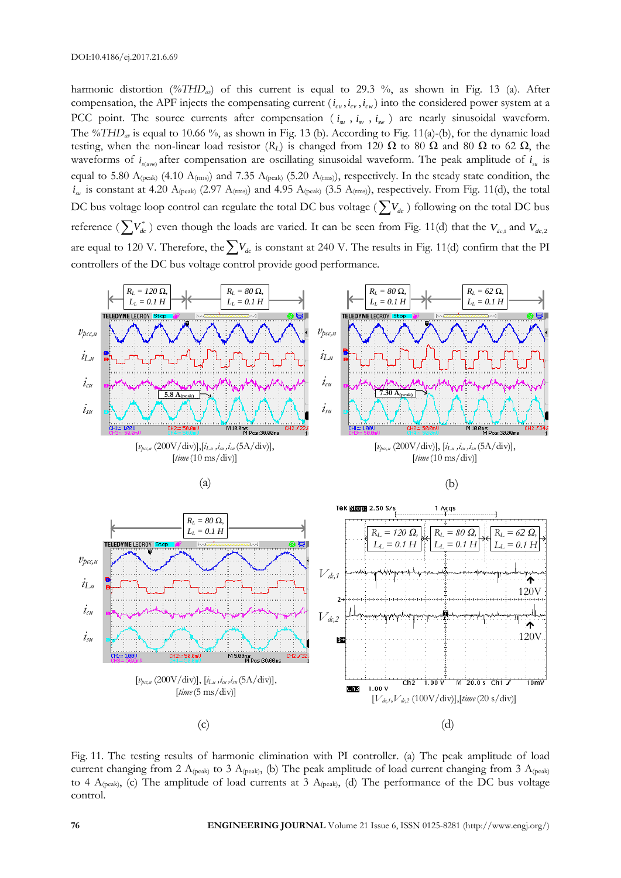harmonic distortion ($\%THD_{av}$) of this current is equal to 29.3 %, as shown in Fig. 13 (a). After compensation, the APF injects the compensating current ($i_{cu}, i_{cv}, i_{cw}$) into the considered power system at a PCC point. The source currents after compensation ($i_{su}$, $i_{sv}$, $i_{sw}$) are nearly sinusoidal waveform. The $\%THD_{av}$ is equal to 10.66 %, as shown in Fig. 13 (b). According to Fig. 11(a)-(b), for the dynamic load testing, when the non-linear load resistor ($R_L$) is changed from 120 Ω to 80 Ω and 80 Ω to 62 Ω, the waveforms of $i_{s(uvw)}$ after compensation are oscillating sinusoidal waveform. The peak amplitude of $i_{su}$ is equal to 5.80 A(peak) (4.10 A(rms)) and 7.35 A(peak) (5.20 A(rms)), respectively. In the steady state condition, the $i_{su}$ is constant at 4.20 A(peak) (2.97 A(rms)) and 4.95 A(peak) (3.5 A(rms)), respectively. From Fig. 11(d), the total DC bus voltage loop control can regulate the total DC bus voltage ($\sum V_{dc}$) following on the total DC bus reference ($\sum V_{dc}^*$) even though the loads are varied. It can be seen from Fig. 11(d) that the $V_{dc,1}$ and $V_{dc,2}$ are equal to 120 V. Therefore, the $\sum V_{dc}$ is constant at 240 V. The results in Fig. 11(d) confirm that the PI controllers of the DC bus voltage control provide good performance.

$R_L$ = 120 Ω, $L_L$ = 0.1 H
$R_L$ = 80 Ω, $L_L$ = 0.1 H
$v_{pcc,u}$
$i_{L,u}$
$i_{cu}$
$i_{su}$
5.8 A(peak)
[$v_{pcc,u}$ (200V/div)],[$i_{L,u}$, $i_{cu}$, $i_{su}$ (5A/div)], [time (10 ms/div)]

(a)

$R_L$ = 80 Ω, $L_L$ = 0.1 H
$R_L$ = 62 Ω, $L_L$ = 0.1 H
$v_{pcc,u}$
$i_{L,u}$
$i_{cu}$
$i_{su}$
7.30 A(peak)
[$v_{pcc,u}$ (200V/div)], [$i_{L,u}$, $i_{cu}$, $i_{su}$ (5A/div)], [time (10 ms/div)]

(b)

$R_L$ = 80 Ω, $L_L$ = 0.1 H
$v_{pcc,u}$
$i_{L,u}$
$i_{cu}$
$i_{su}$
[$v_{pcc,u}$ (200V/div)], [$i_{L,u}$, $i_{cu}$, $i_{su}$ (5A/div)], [time (5 ms/div)]

(c)

$R_L$ = 120 Ω, $L_L$ = 0.1 H
$R_L$ = 80 Ω, $L_L$ = 0.1 H
$R_L$ = 62 Ω, $L_L$ = 0.1 H
$V_{dc,1}$
120V
$V_{dc,2}$
120V
[$V_{dc,1}$, $V_{dc,2}$ (100V/div)],[time (20 s/div)]

(d)

Fig. 11. The testing results of harmonic elimination with PI controller. (a) The peak amplitude of load current changing from 2 A(peak) to 3 A(peak), (b) The peak amplitude of load current changing from 3 A(peak) to 4 A(peak), (c) The amplitude of load currents at 3 A(peak), (d) The performance of the DC bus voltage control.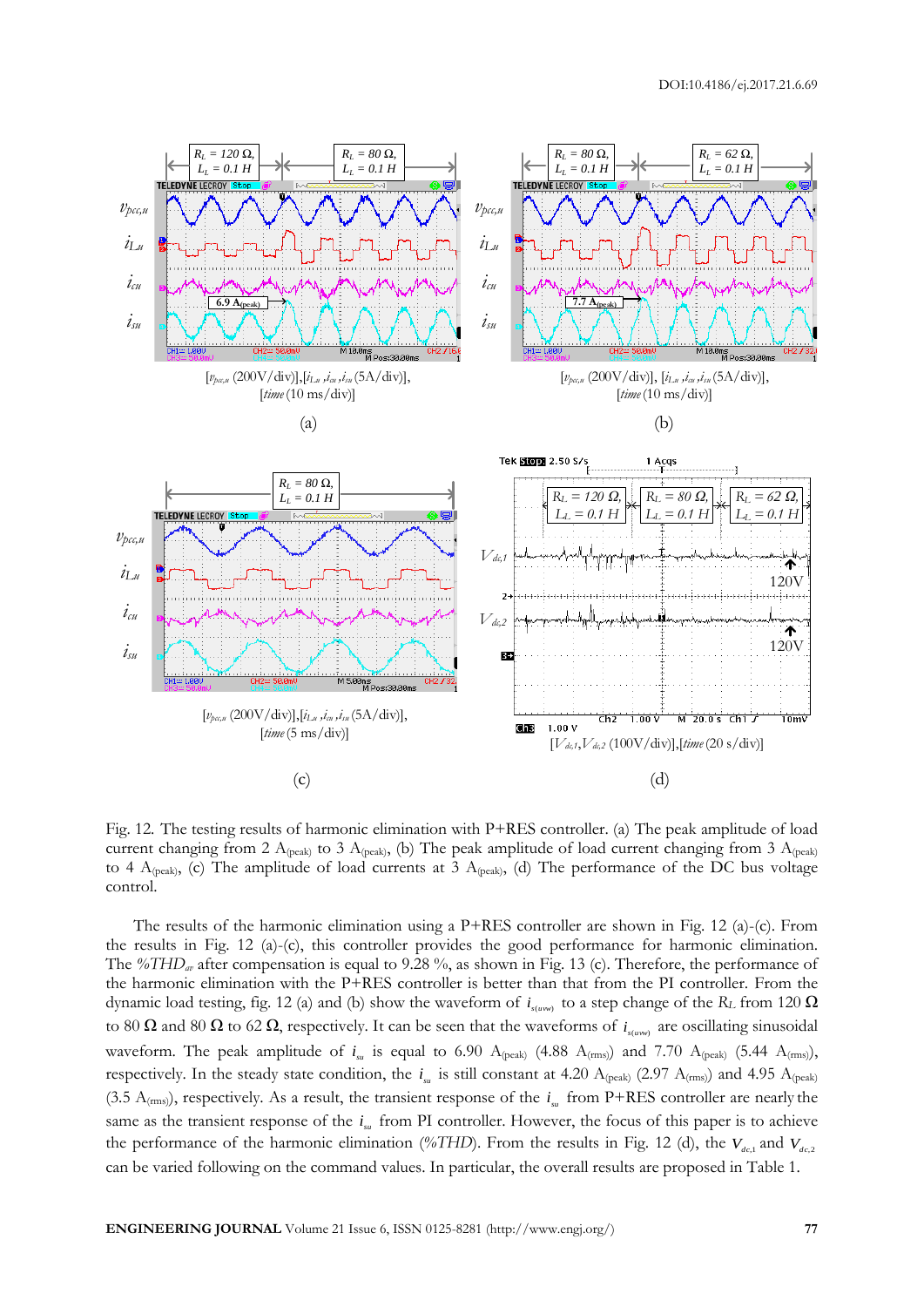$R_L$ = 120 Ω, $L_L$ = 0.1 H

$R_L$ = 80 Ω, $L_L$ = 0.1 H

$v_{pcc,u}$

$i_{L,u}$

$i_{cu}$

$i_{su}$

6.9 A(peak)

[$v_{pcc,u}$ (200V/div)],[$i_{L,u}$ ,$i_{cu}$ ,$i_{su}$ (5A/div)],
[*time* (10 ms/div)]

(a)

$R_L$ = 80 Ω, $L_L$ = 0.1 H

$R_L$ = 62 Ω, $L_L$ = 0.1 H

$v_{pcc,u}$

$i_{L,u}$

$i_{cu}$

$i_{su}$

7.7 A(peak)

[$v_{pcc,u}$ (200V/div)], [$i_{L,u}$ ,$i_{cu}$ ,$i_{su}$ (5A/div)],
[*time* (10 ms/div)]

(b)

$R_L$ = 80 Ω, $L_L$ = 0.1 H

$v_{pcc,u}$

$i_{L,u}$

$i_{cu}$

$i_{su}$

[$v_{pcc,u}$ (200V/div)],[$i_{L,u}$ ,$i_{cu}$ ,$i_{su}$ (5A/div)],
[*time* (5 ms/div)]

(c)

$R_L$ = 120 Ω, $L_L$ = 0.1 H

$R_L$ = 80 Ω, $L_L$ = 0.1 H

$R_L$ = 62 Ω, $L_L$ = 0.1 H

$V_{dc,1}$

120V

$V_{dc,2}$

120V

[$V_{dc,1}$,$V_{dc,2}$ (100V/div)],[*time* (20 s/div)]

(d)

Fig. 12. The testing results of harmonic elimination with P+RES controller. (a) The peak amplitude of load current changing from 2 A(peak) to 3 A(peak), (b) The peak amplitude of load current changing from 3 A(peak) to 4 A(peak), (c) The amplitude of load currents at 3 A(peak), (d) The performance of the DC bus voltage control.

The results of the harmonic elimination using a P+RES controller are shown in Fig. 12 (a)-(c). From the results in Fig. 12 (a)-(c), this controller provides the good performance for harmonic elimination. The *%THD$_{av}$* after compensation is equal to 9.28 %, as shown in Fig. 13 (c). Therefore, the performance of the harmonic elimination with the P+RES controller is better than that from the PI controller. From the dynamic load testing, fig. 12 (a) and (b) show the waveform of $i_{s(uvw)}$ to a step change of the $R_L$ from 120 Ω to 80 Ω and 80 Ω to 62 Ω, respectively. It can be seen that the waveforms of $i_{s(uvw)}$ are oscillating sinusoidal waveform. The peak amplitude of $i_{su}$ is equal to 6.90 A(peak) (4.88 A(rms)) and 7.70 A(peak) (5.44 A(rms)), respectively. In the steady state condition, the $i_{su}$ is still constant at 4.20 A(peak) (2.97 A(rms)) and 4.95 A(peak) (3.5 A(rms)), respectively. As a result, the transient response of the $i_{su}$ from P+RES controller are nearly the same as the transient response of the $i_{su}$ from PI controller. However, the focus of this paper is to achieve the performance of the harmonic elimination (*%THD*). From the results in Fig. 12 (d), the $V_{dc,1}$ and $V_{dc,2}$ can be varied following on the command values. In particular, the overall results are proposed in Table 1.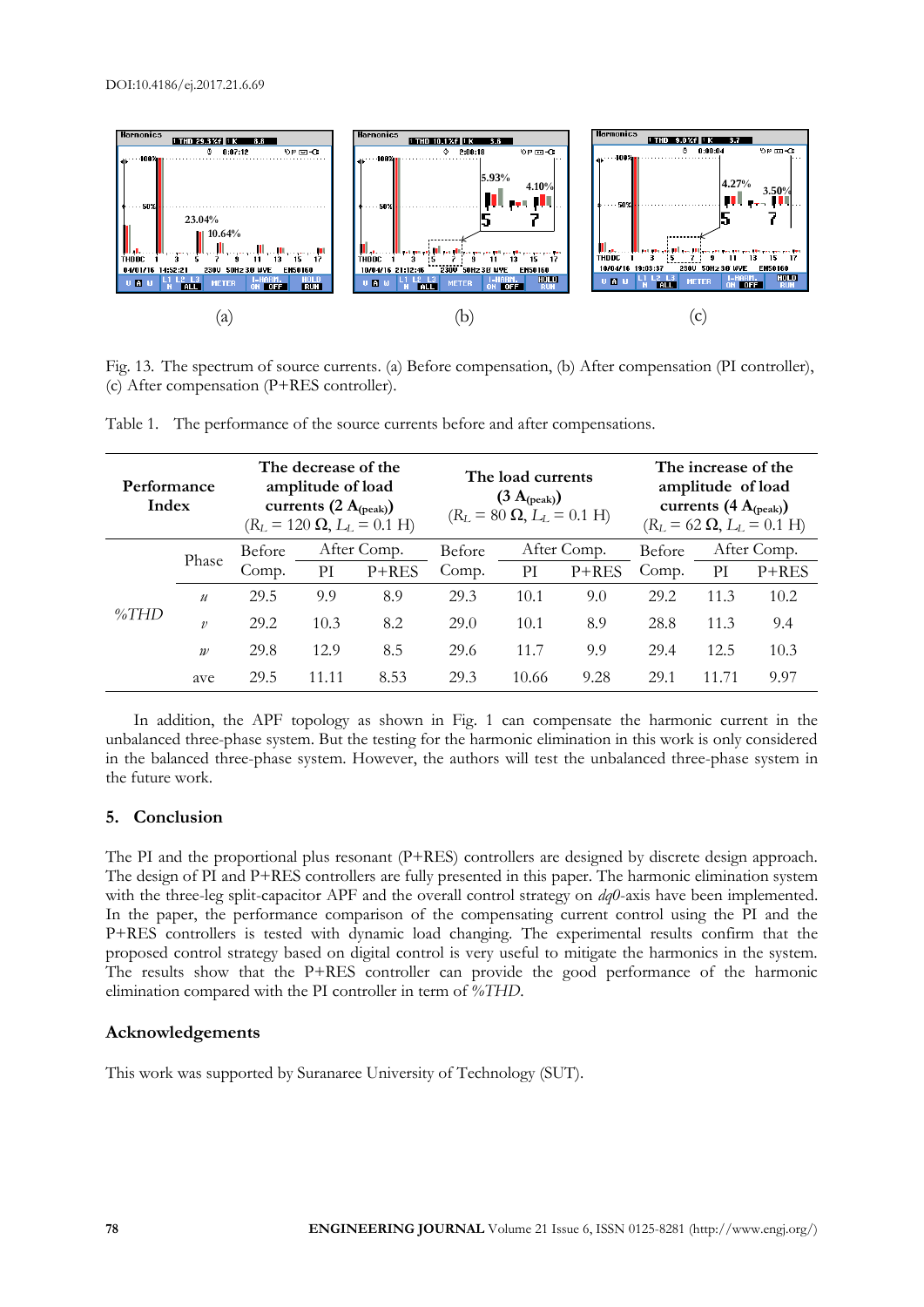Harmonics

THD 29.3%f K 8.8

0:07:12

100%

50%

23.04%

10.64%

THDDC 1 3 5 7 9 11 13 15 17

04/07/16 14:52:21 230V 50Hz 3Ø WYE EN50160

Harmonics

THD 10.1%f K 3.6

0:00:18

100%

50%

5.93%

4.10%

5 7

THDDC 1 3 5 7 9 11 13 15 17

10/04/16 21:12:46 230V 50Hz 3Ø WYE EN50160

Harmonics

THD 9.0%f K 3.7

0:00:04

100%

50%

4.27%

3.50%

5 7

THDDC 1 3 5 7 9 11 13 15 17

10/04/16 19:03:37 230V 50Hz 3Ø WYE EN50160

(a) (b) (c)

Fig. 13. The spectrum of source currents. (a) Before compensation, (b) After compensation (PI controller), (c) After compensation (P+RES controller).

Table 1. The performance of the source currents before and after compensations.

| Performance Index | | The decrease of the amplitude of load currents (2 $A_{(peak)}$) ($R_L$ = 120 Ω, $L_L$ = 0.1 H) | | | The load currents (3 $A_{(peak)}$) ($R_L$ = 80 Ω, $L_L$ = 0.1 H) | | | The increase of the amplitude of load currents (4 $A_{(peak)}$) ($R_L$ = 62 Ω, $L_L$ = 0.1 H) | | |
|---|---|---|---|---|---|---|---|---|---|---|
| | Phase | Before Comp. | After Comp. | | Before Comp. | After Comp. | | Before Comp. | After Comp. | |
| | | | PI | P+RES | | PI | P+RES | | PI | P+RES |
| *%THD* | *u* | 29.5 | 9.9 | 8.9 | 29.3 | 10.1 | 9.0 | 29.2 | 11.3 | 10.2 |
| | *v* | 29.2 | 10.3 | 8.2 | 29.0 | 10.1 | 8.9 | 28.8 | 11.3 | 9.4 |
| | *w* | 29.8 | 12.9 | 8.5 | 29.6 | 11.7 | 9.9 | 29.4 | 12.5 | 10.3 |
| | ave | 29.5 | 11.11 | 8.53 | 29.3 | 10.66 | 9.28 | 29.1 | 11.71 | 9.97 |

In addition, the APF topology as shown in Fig. 1 can compensate the harmonic current in the unbalanced three-phase system. But the testing for the harmonic elimination in this work is only considered in the balanced three-phase system. However, the authors will test the unbalanced three-phase system in the future work.

## 5. Conclusion

The PI and the proportional plus resonant (P+RES) controllers are designed by discrete design approach. The design of PI and P+RES controllers are fully presented in this paper. The harmonic elimination system with the three-leg split-capacitor APF and the overall control strategy on *dq0*-axis have been implemented. In the paper, the performance comparison of the compensating current control using the PI and the P+RES controllers is tested with dynamic load changing. The experimental results confirm that the proposed control strategy based on digital control is very useful to mitigate the harmonics in the system. The results show that the P+RES controller can provide the good performance of the harmonic elimination compared with the PI controller in term of *%THD*.

## Acknowledgements

This work was supported by Suranaree University of Technology (SUT).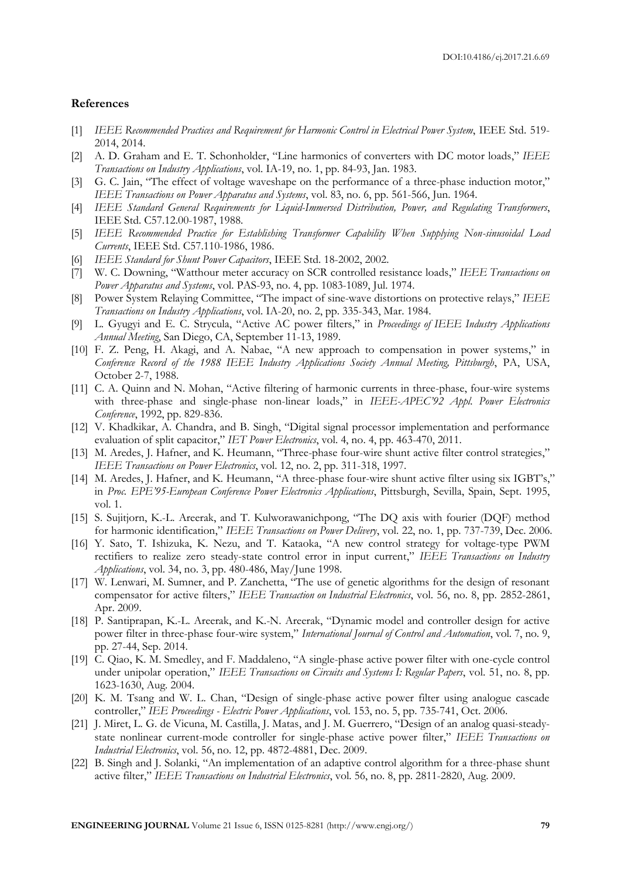## References

[1] *IEEE Recommended Practices and Requirement for Harmonic Control in Electrical Power System*, IEEE Std. 519-2014, 2014.

[2] A. D. Graham and E. T. Schonholder, "Line harmonics of converters with DC motor loads," *IEEE Transactions on Industry Applications*, vol. IA-19, no. 1, pp. 84-93, Jan. 1983.

[3] G. C. Jain, "The effect of voltage waveshape on the performance of a three-phase induction motor," *IEEE Transactions on Power Apparatus and Systems*, vol. 83, no. 6, pp. 561-566, Jun. 1964.

[4] *IEEE Standard General Requirements for Liquid-Immersed Distribution, Power, and Regulating Transformers*, IEEE Std. C57.12.00-1987, 1988.

[5] *IEEE Recommended Practice for Establishing Transformer Capability When Supplying Non-sinusoidal Load Currents*, IEEE Std. C57.110-1986, 1986.

[6] *IEEE Standard for Shunt Power Capacitors*, IEEE Std. 18-2002, 2002.

[7] W. C. Downing, "Watthour meter accuracy on SCR controlled resistance loads," *IEEE Transactions on Power Apparatus and Systems*, vol. PAS-93, no. 4, pp. 1083-1089, Jul. 1974.

[8] Power System Relaying Committee, "The impact of sine-wave distortions on protective relays," *IEEE Transactions on Industry Applications*, vol. IA-20, no. 2, pp. 335-343, Mar. 1984.

[9] L. Gyugyi and E. C. Strycula, "Active AC power filters," in *Proceedings of IEEE Industry Applications Annual Meeting*, San Diego, CA, September 11-13, 1989.

[10] F. Z. Peng, H. Akagi, and A. Nabae, "A new approach to compensation in power systems," in *Conference Record of the 1988 IEEE Industry Applications Society Annual Meeting, Pittsburgh*, PA, USA, October 2-7, 1988.

[11] C. A. Quinn and N. Mohan, "Active filtering of harmonic currents in three-phase, four-wire systems with three-phase and single-phase non-linear loads," in *IEEE-APEC'92 Appl. Power Electronics Conference*, 1992, pp. 829-836.

[12] V. Khadkikar, A. Chandra, and B. Singh, "Digital signal processor implementation and performance evaluation of split capacitor," *IET Power Electronics*, vol. 4, no. 4, pp. 463-470, 2011.

[13] M. Aredes, J. Hafner, and K. Heumann, "Three-phase four-wire shunt active filter control strategies," *IEEE Transactions on Power Electronics*, vol. 12, no. 2, pp. 311-318, 1997.

[14] M. Aredes, J. Hafner, and K. Heumann, "A three-phase four-wire shunt active filter using six IGBT's," in *Proc. EPE'95-European Conference Power Electronics Applications*, Pittsburgh, Sevilla, Spain, Sept. 1995, vol. 1.

[15] S. Sujitjorn, K.-L. Areerak, and T. Kulworawanichpong, "The DQ axis with fourier (DQF) method for harmonic identification," *IEEE Transactions on Power Delivery*, vol. 22, no. 1, pp. 737-739, Dec. 2006.

[16] Y. Sato, T. Ishizuka, K. Nezu, and T. Kataoka, "A new control strategy for voltage-type PWM rectifiers to realize zero steady-state control error in input current," *IEEE Transactions on Industry Applications*, vol. 34, no. 3, pp. 480-486, May/June 1998.

[17] W. Lenwari, M. Sumner, and P. Zanchetta, "The use of genetic algorithms for the design of resonant compensator for active filters," *IEEE Transaction on Industrial Electronics*, vol. 56, no. 8, pp. 2852-2861, Apr. 2009.

[18] P. Santiprapan, K.-L. Areerak, and K.-N. Areerak, "Dynamic model and controller design for active power filter in three-phase four-wire system," *International Journal of Control and Automation*, vol. 7, no. 9, pp. 27-44, Sep. 2014.

[19] C. Qiao, K. M. Smedley, and F. Maddaleno, "A single-phase active power filter with one-cycle control under unipolar operation," *IEEE Transactions on Circuits and Systems I: Regular Papers*, vol. 51, no. 8, pp. 1623-1630, Aug. 2004.

[20] K. M. Tsang and W. L. Chan, "Design of single-phase active power filter using analogue cascade controller," *IEE Proceedings - Electric Power Applications*, vol. 153, no. 5, pp. 735-741, Oct. 2006.

[21] J. Miret, L. G. de Vicuna, M. Castilla, J. Matas, and J. M. Guerrero, "Design of an analog quasi-steady-state nonlinear current-mode controller for single-phase active power filter," *IEEE Transactions on Industrial Electronics*, vol. 56, no. 12, pp. 4872-4881, Dec. 2009.

[22] B. Singh and J. Solanki, "An implementation of an adaptive control algorithm for a three-phase shunt active filter," *IEEE Transactions on Industrial Electronics*, vol. 56, no. 8, pp. 2811-2820, Aug. 2009.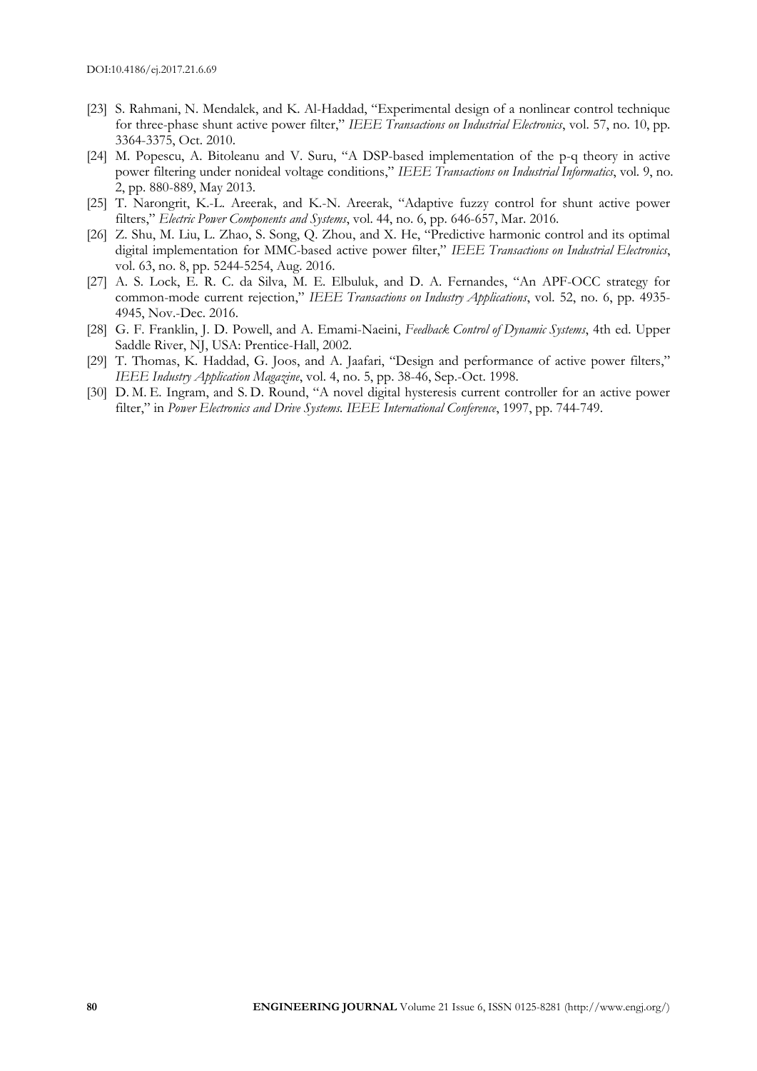[23] S. Rahmani, N. Mendalek, and K. Al-Haddad, "Experimental design of a nonlinear control technique for three-phase shunt active power filter," *IEEE Transactions on Industrial Electronics*, vol. 57, no. 10, pp. 3364-3375, Oct. 2010.

[24] M. Popescu, A. Bitoleanu and V. Suru, "A DSP-based implementation of the p-q theory in active power filtering under nonideal voltage conditions," *IEEE Transactions on Industrial Informatics*, vol. 9, no. 2, pp. 880-889, May 2013.

[25] T. Narongrit, K.-L. Areerak, and K.-N. Areerak, "Adaptive fuzzy control for shunt active power filters," *Electric Power Components and Systems*, vol. 44, no. 6, pp. 646-657, Mar. 2016.

[26] Z. Shu, M. Liu, L. Zhao, S. Song, Q. Zhou, and X. He, "Predictive harmonic control and its optimal digital implementation for MMC-based active power filter," *IEEE Transactions on Industrial Electronics*, vol. 63, no. 8, pp. 5244-5254, Aug. 2016.

[27] A. S. Lock, E. R. C. da Silva, M. E. Elbuluk, and D. A. Fernandes, "An APF-OCC strategy for common-mode current rejection," *IEEE Transactions on Industry Applications*, vol. 52, no. 6, pp. 4935-4945, Nov.-Dec. 2016.

[28] G. F. Franklin, J. D. Powell, and A. Emami-Naeini, *Feedback Control of Dynamic Systems*, 4th ed. Upper Saddle River, NJ, USA: Prentice-Hall, 2002.

[29] T. Thomas, K. Haddad, G. Joos, and A. Jaafari, "Design and performance of active power filters," *IEEE Industry Application Magazine*, vol. 4, no. 5, pp. 38-46, Sep.-Oct. 1998.

[30] D. M. E. Ingram, and S. D. Round, "A novel digital hysteresis current controller for an active power filter," in *Power Electronics and Drive Systems. IEEE International Conference*, 1997, pp. 744-749.